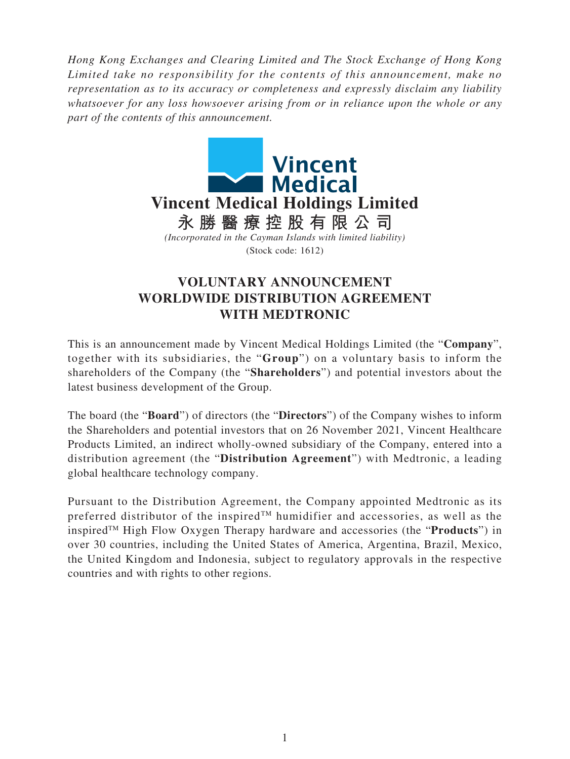*Hong Kong Exchanges and Clearing Limited and The Stock Exchange of Hong Kong Limited take no responsibility for the contents of this announcement, make no representation as to its accuracy or completeness and expressly disclaim any liability whatsoever for any loss howsoever arising from or in reliance upon the whole or any part of the contents of this announcement.*

Vincent Medical

# Vincent Medical Holdings Limited

# 永勝醫療控股有限公司

*(Incorporated in the Cayman Islands with limited liability)*

(Stock code: 1612)

## VOLUNTARY ANNOUNCEMENT WORLDWIDE DISTRIBUTION AGREEMENT WITH MEDTRONIC

This is an announcement made by Vincent Medical Holdings Limited (the "**Company**", together with its subsidiaries, the "**Group**") on a voluntary basis to inform the shareholders of the Company (the "**Shareholders**") and potential investors about the latest business development of the Group.

The board (the "**Board**") of directors (the "**Directors**") of the Company wishes to inform the Shareholders and potential investors that on 26 November 2021, Vincent Healthcare Products Limited, an indirect wholly-owned subsidiary of the Company, entered into a distribution agreement (the "**Distribution Agreement**") with Medtronic, a leading global healthcare technology company.

Pursuant to the Distribution Agreement, the Company appointed Medtronic as its preferred distributor of the inspired™ humidifier and accessories, as well as the inspired™ High Flow Oxygen Therapy hardware and accessories (the "**Products**") in over 30 countries, including the United States of America, Argentina, Brazil, Mexico, the United Kingdom and Indonesia, subject to regulatory approvals in the respective countries and with rights to other regions.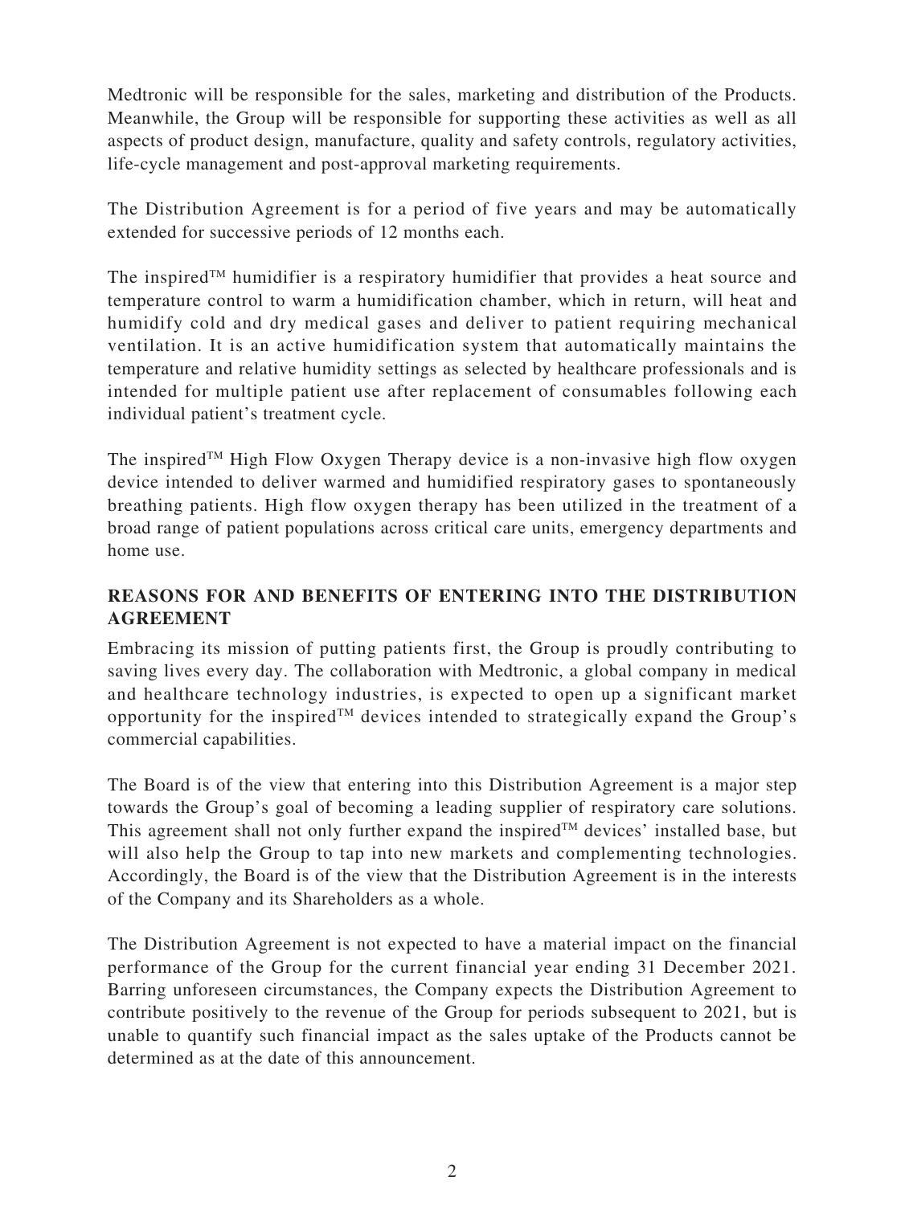Medtronic will be responsible for the sales, marketing and distribution of the Products. Meanwhile, the Group will be responsible for supporting these activities as well as all aspects of product design, manufacture, quality and safety controls, regulatory activities, life-cycle management and post-approval marketing requirements.

The Distribution Agreement is for a period of five years and may be automatically extended for successive periods of 12 months each.

The inspired™ humidifier is a respiratory humidifier that provides a heat source and temperature control to warm a humidification chamber, which in return, will heat and humidify cold and dry medical gases and deliver to patient requiring mechanical ventilation. It is an active humidification system that automatically maintains the temperature and relative humidity settings as selected by healthcare professionals and is intended for multiple patient use after replacement of consumables following each individual patient's treatment cycle.

The inspired™ High Flow Oxygen Therapy device is a non-invasive high flow oxygen device intended to deliver warmed and humidified respiratory gases to spontaneously breathing patients. High flow oxygen therapy has been utilized in the treatment of a broad range of patient populations across critical care units, emergency departments and home use.

## REASONS FOR AND BENEFITS OF ENTERING INTO THE DISTRIBUTION AGREEMENT

Embracing its mission of putting patients first, the Group is proudly contributing to saving lives every day. The collaboration with Medtronic, a global company in medical and healthcare technology industries, is expected to open up a significant market opportunity for the inspired™ devices intended to strategically expand the Group's commercial capabilities.

The Board is of the view that entering into this Distribution Agreement is a major step towards the Group's goal of becoming a leading supplier of respiratory care solutions. This agreement shall not only further expand the inspired™ devices' installed base, but will also help the Group to tap into new markets and complementing technologies. Accordingly, the Board is of the view that the Distribution Agreement is in the interests of the Company and its Shareholders as a whole.

The Distribution Agreement is not expected to have a material impact on the financial performance of the Group for the current financial year ending 31 December 2021. Barring unforeseen circumstances, the Company expects the Distribution Agreement to contribute positively to the revenue of the Group for periods subsequent to 2021, but is unable to quantify such financial impact as the sales uptake of the Products cannot be determined as at the date of this announcement.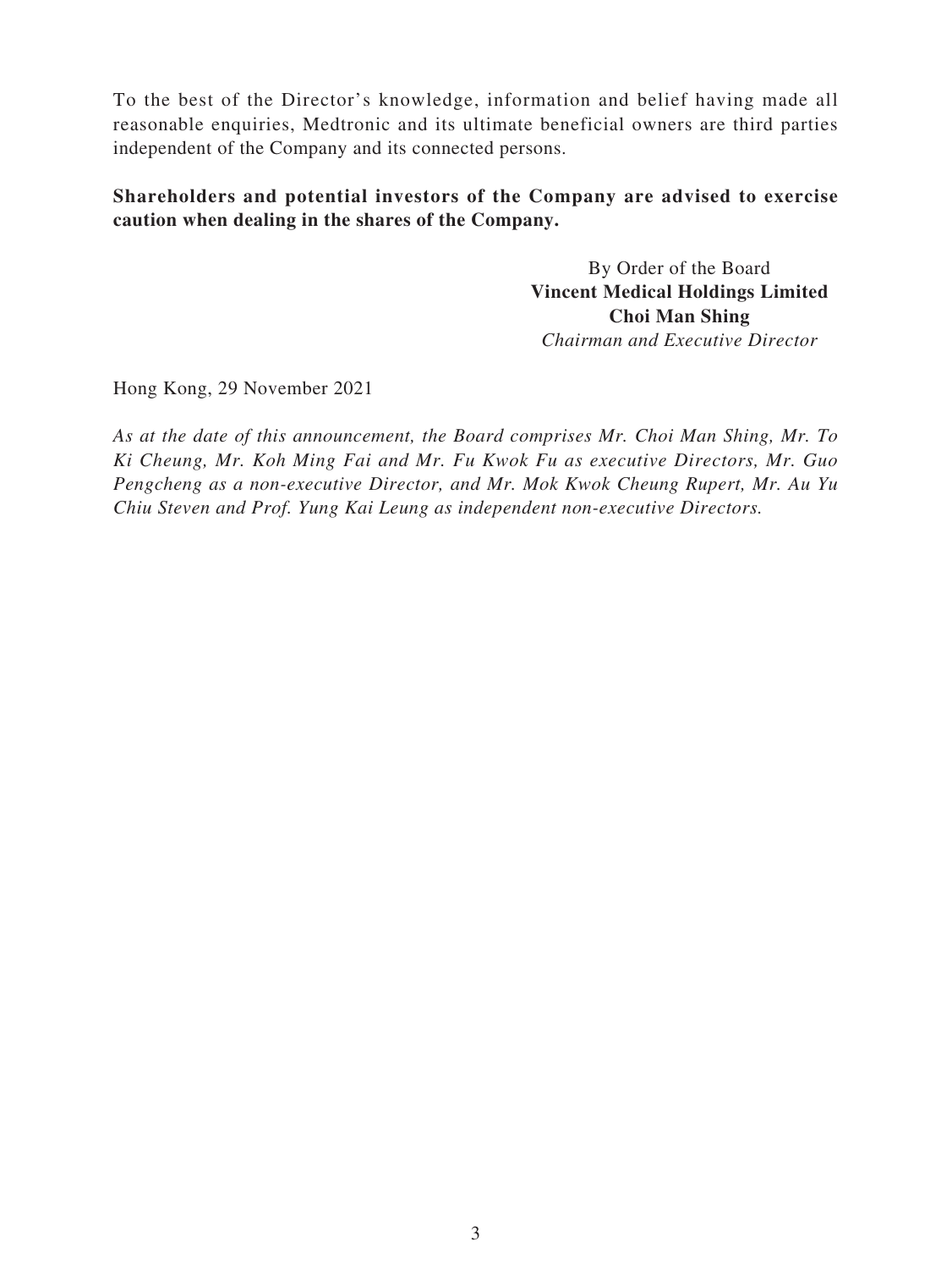To the best of the Director's knowledge, information and belief having made all reasonable enquiries, Medtronic and its ultimate beneficial owners are third parties independent of the Company and its connected persons.

**Shareholders and potential investors of the Company are advised to exercise caution when dealing in the shares of the Company.**

By Order of the Board
**Vincent Medical Holdings Limited**
**Choi Man Shing**
*Chairman and Executive Director*

Hong Kong, 29 November 2021

*As at the date of this announcement, the Board comprises Mr. Choi Man Shing, Mr. To Ki Cheung, Mr. Koh Ming Fai and Mr. Fu Kwok Fu as executive Directors, Mr. Guo Pengcheng as a non-executive Director, and Mr. Mok Kwok Cheung Rupert, Mr. Au Yu Chiu Steven and Prof. Yung Kai Leung as independent non-executive Directors.*